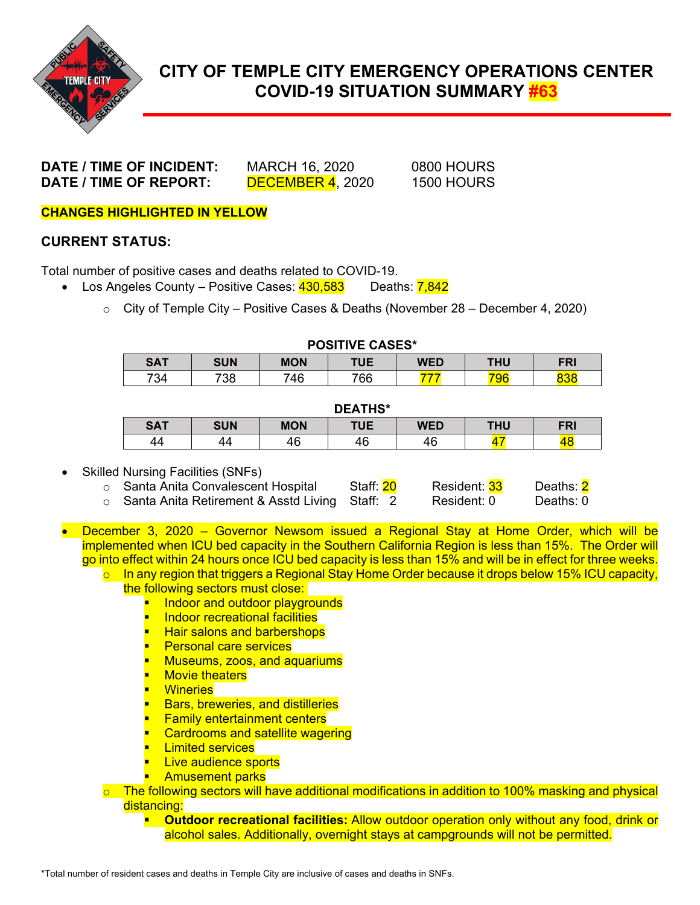# CITY OF TEMPLE CITY EMERGENCY OPERATIONS CENTER
# COVID-19 SITUATION SUMMARY #63

| | | |
|---|---|---|
| **DATE / TIME OF INCIDENT:** | MARCH 16, 2020 | 0800 HOURS |
| **DATE / TIME OF REPORT:** | DECEMBER 4, 2020 | 1500 HOURS |

**CHANGES HIGHLIGHTED IN YELLOW**

## CURRENT STATUS:

Total number of positive cases and deaths related to COVID-19.

- Los Angeles County – Positive Cases: 430,583 Deaths: 7,842
  - City of Temple City – Positive Cases & Deaths (November 28 – December 4, 2020)

**POSITIVE CASES***

| SAT | SUN | MON | TUE | WED | THU | FRI |
|---|---|---|---|---|---|---|
| 734 | 738 | 746 | 766 | 777 | 796 | 838 |

**DEATHS***

| SAT | SUN | MON | TUE | WED | THU | FRI |
|---|---|---|---|---|---|---|
| 44 | 44 | 46 | 46 | 46 | 47 | 48 |

- Skilled Nursing Facilities (SNFs)
  - Santa Anita Convalescent Hospital Staff: 20 Resident: 33 Deaths: 2
  - Santa Anita Retirement & Asstd Living Staff: 2 Resident: 0 Deaths: 0

- December 3, 2020 – Governor Newsom issued a Regional Stay at Home Order, which will be implemented when ICU bed capacity in the Southern California Region is less than 15%. The Order will go into effect within 24 hours once ICU bed capacity is less than 15% and will be in effect for three weeks.
  - In any region that triggers a Regional Stay Home Order because it drops below 15% ICU capacity, the following sectors must close:
    - Indoor and outdoor playgrounds
    - Indoor recreational facilities
    - Hair salons and barbershops
    - Personal care services
    - Museums, zoos, and aquariums
    - Movie theaters
    - Wineries
    - Bars, breweries, and distilleries
    - Family entertainment centers
    - Cardrooms and satellite wagering
    - Limited services
    - Live audience sports
    - Amusement parks
  - The following sectors will have additional modifications in addition to 100% masking and physical distancing:
    - **Outdoor recreational facilities:** Allow outdoor operation only without any food, drink or alcohol sales. Additionally, overnight stays at campgrounds will not be permitted.

*Total number of resident cases and deaths in Temple City are inclusive of cases and deaths in SNFs.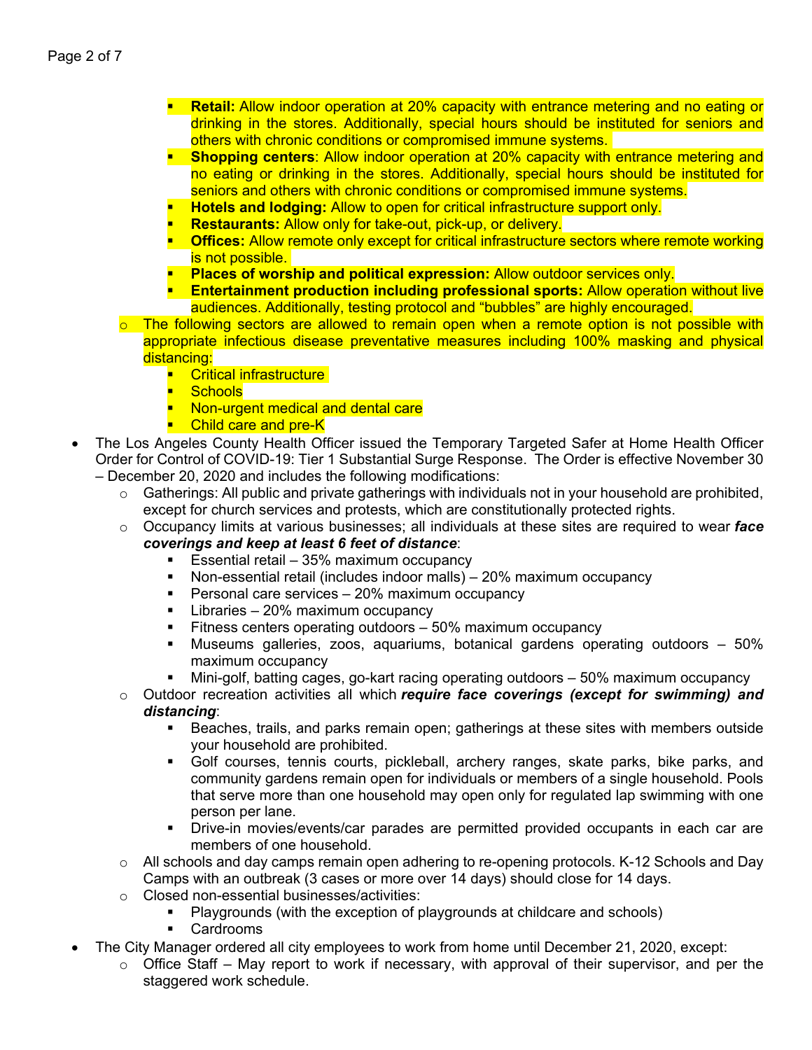- **Retail:** Allow indoor operation at 20% capacity with entrance metering and no eating or drinking in the stores. Additionally, special hours should be instituted for seniors and others with chronic conditions or compromised immune systems.
        - **Shopping centers**: Allow indoor operation at 20% capacity with entrance metering and no eating or drinking in the stores. Additionally, special hours should be instituted for seniors and others with chronic conditions or compromised immune systems.
        - **Hotels and lodging:** Allow to open for critical infrastructure support only.
        - **Restaurants:** Allow only for take-out, pick-up, or delivery.
        - **Offices:** Allow remote only except for critical infrastructure sectors where remote working is not possible.
        - **Places of worship and political expression:** Allow outdoor services only.
        - **Entertainment production including professional sports:** Allow operation without live audiences. Additionally, testing protocol and "bubbles" are highly encouraged.
    - The following sectors are allowed to remain open when a remote option is not possible with appropriate infectious disease preventative measures including 100% masking and physical distancing:
        - Critical infrastructure
        - Schools
        - Non-urgent medical and dental care
        - Child care and pre-K
- The Los Angeles County Health Officer issued the Temporary Targeted Safer at Home Health Officer Order for Control of COVID-19: Tier 1 Substantial Surge Response. The Order is effective November 30 – December 20, 2020 and includes the following modifications:
    - Gatherings: All public and private gatherings with individuals not in your household are prohibited, except for church services and protests, which are constitutionally protected rights.
    - Occupancy limits at various businesses; all individuals at these sites are required to wear ***face coverings and keep at least 6 feet of distance***:
        - Essential retail – 35% maximum occupancy
        - Non-essential retail (includes indoor malls) – 20% maximum occupancy
        - Personal care services – 20% maximum occupancy
        - Libraries – 20% maximum occupancy
        - Fitness centers operating outdoors – 50% maximum occupancy
        - Museums galleries, zoos, aquariums, botanical gardens operating outdoors – 50% maximum occupancy
        - Mini-golf, batting cages, go-kart racing operating outdoors – 50% maximum occupancy
    - Outdoor recreation activities all which ***require face coverings (except for swimming) and distancing***:
        - Beaches, trails, and parks remain open; gatherings at these sites with members outside your household are prohibited.
        - Golf courses, tennis courts, pickleball, archery ranges, skate parks, bike parks, and community gardens remain open for individuals or members of a single household. Pools that serve more than one household may open only for regulated lap swimming with one person per lane.
        - Drive-in movies/events/car parades are permitted provided occupants in each car are members of one household.
    - All schools and day camps remain open adhering to re-opening protocols. K-12 Schools and Day Camps with an outbreak (3 cases or more over 14 days) should close for 14 days.
    - Closed non-essential businesses/activities:
        - Playgrounds (with the exception of playgrounds at childcare and schools)
        - Cardrooms
- The City Manager ordered all city employees to work from home until December 21, 2020, except:
    - Office Staff – May report to work if necessary, with approval of their supervisor, and per the staggered work schedule.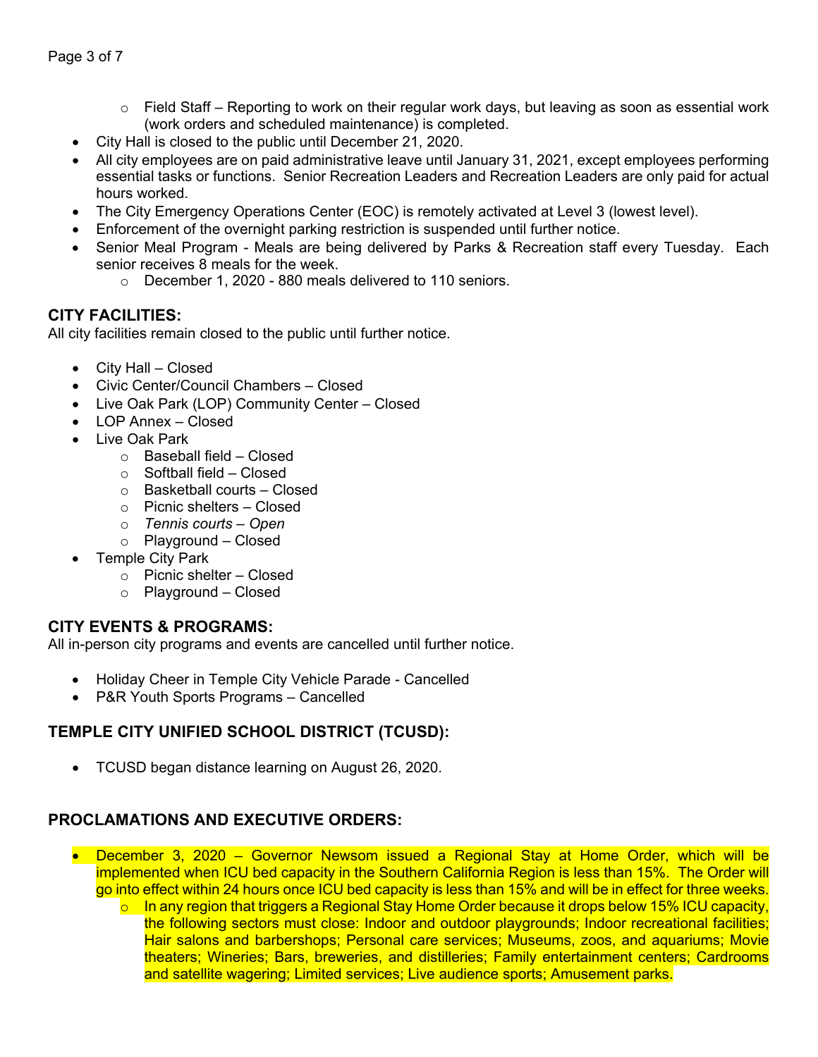- Field Staff – Reporting to work on their regular work days, but leaving as soon as essential work (work orders and scheduled maintenance) is completed.
- City Hall is closed to the public until December 21, 2020.
- All city employees are on paid administrative leave until January 31, 2021, except employees performing essential tasks or functions. Senior Recreation Leaders and Recreation Leaders are only paid for actual hours worked.
- The City Emergency Operations Center (EOC) is remotely activated at Level 3 (lowest level).
- Enforcement of the overnight parking restriction is suspended until further notice.
- Senior Meal Program - Meals are being delivered by Parks & Recreation staff every Tuesday. Each senior receives 8 meals for the week.
    - December 1, 2020 - 880 meals delivered to 110 seniors.

## CITY FACILITIES:

All city facilities remain closed to the public until further notice.

- City Hall – Closed
- Civic Center/Council Chambers – Closed
- Live Oak Park (LOP) Community Center – Closed
- LOP Annex – Closed
- Live Oak Park
    - Baseball field – Closed
    - Softball field – Closed
    - Basketball courts – Closed
    - Picnic shelters – Closed
    - *Tennis courts – Open*
    - Playground – Closed
- Temple City Park
    - Picnic shelter – Closed
    - Playground – Closed

## CITY EVENTS & PROGRAMS:

All in-person city programs and events are cancelled until further notice.

- Holiday Cheer in Temple City Vehicle Parade - Cancelled
- P&R Youth Sports Programs – Cancelled

## TEMPLE CITY UNIFIED SCHOOL DISTRICT (TCUSD):

- TCUSD began distance learning on August 26, 2020.

## PROCLAMATIONS AND EXECUTIVE ORDERS:

- December 3, 2020 – Governor Newsom issued a Regional Stay at Home Order, which will be implemented when ICU bed capacity in the Southern California Region is less than 15%. The Order will go into effect within 24 hours once ICU bed capacity is less than 15% and will be in effect for three weeks.
    - In any region that triggers a Regional Stay Home Order because it drops below 15% ICU capacity, the following sectors must close: Indoor and outdoor playgrounds; Indoor recreational facilities; Hair salons and barbershops; Personal care services; Museums, zoos, and aquariums; Movie theaters; Wineries; Bars, breweries, and distilleries; Family entertainment centers; Cardrooms and satellite wagering; Limited services; Live audience sports; Amusement parks.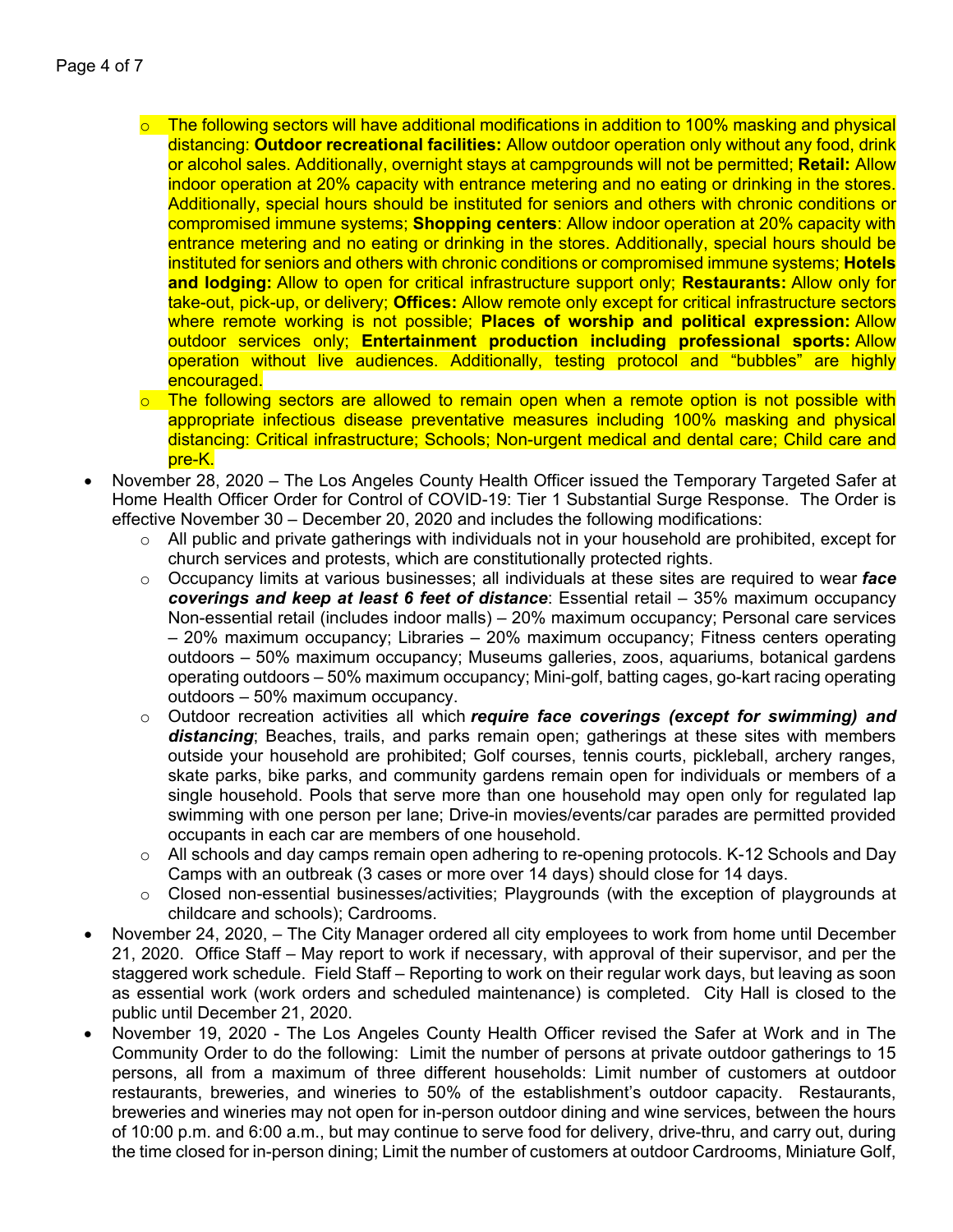- The following sectors will have additional modifications in addition to 100% masking and physical distancing: **Outdoor recreational facilities:** Allow outdoor operation only without any food, drink or alcohol sales. Additionally, overnight stays at campgrounds will not be permitted; **Retail:** Allow indoor operation at 20% capacity with entrance metering and no eating or drinking in the stores. Additionally, special hours should be instituted for seniors and others with chronic conditions or compromised immune systems; **Shopping centers**: Allow indoor operation at 20% capacity with entrance metering and no eating or drinking in the stores. Additionally, special hours should be instituted for seniors and others with chronic conditions or compromised immune systems; **Hotels and lodging:** Allow to open for critical infrastructure support only; **Restaurants:** Allow only for take-out, pick-up, or delivery; **Offices:** Allow remote only except for critical infrastructure sectors where remote working is not possible; **Places of worship and political expression:** Allow outdoor services only; **Entertainment production including professional sports:** Allow operation without live audiences. Additionally, testing protocol and "bubbles" are highly encouraged.
  - The following sectors are allowed to remain open when a remote option is not possible with appropriate infectious disease preventative measures including 100% masking and physical distancing: Critical infrastructure; Schools; Non-urgent medical and dental care; Child care and pre-K.
- November 28, 2020 – The Los Angeles County Health Officer issued the Temporary Targeted Safer at Home Health Officer Order for Control of COVID-19: Tier 1 Substantial Surge Response. The Order is effective November 30 – December 20, 2020 and includes the following modifications:
  - All public and private gatherings with individuals not in your household are prohibited, except for church services and protests, which are constitutionally protected rights.
  - Occupancy limits at various businesses; all individuals at these sites are required to wear ***face coverings and keep at least 6 feet of distance***: Essential retail – 35% maximum occupancy Non-essential retail (includes indoor malls) – 20% maximum occupancy; Personal care services – 20% maximum occupancy; Libraries – 20% maximum occupancy; Fitness centers operating outdoors – 50% maximum occupancy; Museums galleries, zoos, aquariums, botanical gardens operating outdoors – 50% maximum occupancy; Mini-golf, batting cages, go-kart racing operating outdoors – 50% maximum occupancy.
  - Outdoor recreation activities all which ***require face coverings (except for swimming) and distancing***; Beaches, trails, and parks remain open; gatherings at these sites with members outside your household are prohibited; Golf courses, tennis courts, pickleball, archery ranges, skate parks, bike parks, and community gardens remain open for individuals or members of a single household. Pools that serve more than one household may open only for regulated lap swimming with one person per lane; Drive-in movies/events/car parades are permitted provided occupants in each car are members of one household.
  - All schools and day camps remain open adhering to re-opening protocols. K-12 Schools and Day Camps with an outbreak (3 cases or more over 14 days) should close for 14 days.
  - Closed non-essential businesses/activities; Playgrounds (with the exception of playgrounds at childcare and schools); Cardrooms.
- November 24, 2020, – The City Manager ordered all city employees to work from home until December 21, 2020. Office Staff – May report to work if necessary, with approval of their supervisor, and per the staggered work schedule. Field Staff – Reporting to work on their regular work days, but leaving as soon as essential work (work orders and scheduled maintenance) is completed. City Hall is closed to the public until December 21, 2020.
- November 19, 2020 - The Los Angeles County Health Officer revised the Safer at Work and in The Community Order to do the following: Limit the number of persons at private outdoor gatherings to 15 persons, all from a maximum of three different households: Limit number of customers at outdoor restaurants, breweries, and wineries to 50% of the establishment's outdoor capacity. Restaurants, breweries and wineries may not open for in-person outdoor dining and wine services, between the hours of 10:00 p.m. and 6:00 a.m., but may continue to serve food for delivery, drive-thru, and carry out, during the time closed for in-person dining; Limit the number of customers at outdoor Cardrooms, Miniature Golf,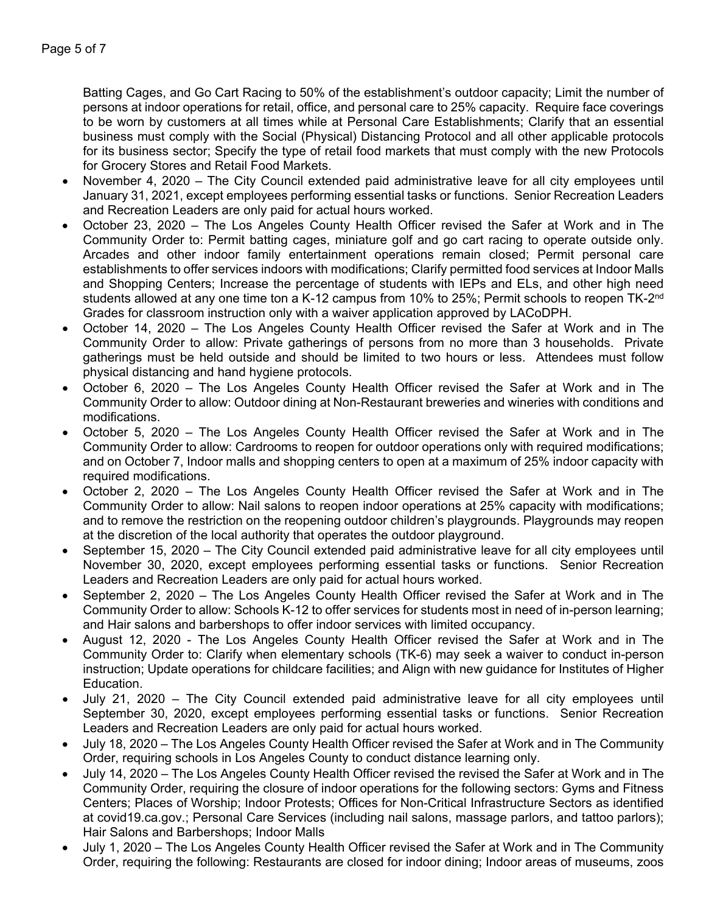Batting Cages, and Go Cart Racing to 50% of the establishment's outdoor capacity; Limit the number of persons at indoor operations for retail, office, and personal care to 25% capacity. Require face coverings to be worn by customers at all times while at Personal Care Establishments; Clarify that an essential business must comply with the Social (Physical) Distancing Protocol and all other applicable protocols for its business sector; Specify the type of retail food markets that must comply with the new Protocols for Grocery Stores and Retail Food Markets.

- November 4, 2020 – The City Council extended paid administrative leave for all city employees until January 31, 2021, except employees performing essential tasks or functions. Senior Recreation Leaders and Recreation Leaders are only paid for actual hours worked.
- October 23, 2020 – The Los Angeles County Health Officer revised the Safer at Work and in The Community Order to: Permit batting cages, miniature golf and go cart racing to operate outside only. Arcades and other indoor family entertainment operations remain closed; Permit personal care establishments to offer services indoors with modifications; Clarify permitted food services at Indoor Malls and Shopping Centers; Increase the percentage of students with IEPs and ELs, and other high need students allowed at any one time ton a K-12 campus from 10% to 25%; Permit schools to reopen TK-2nd Grades for classroom instruction only with a waiver application approved by LACoDPH.
- October 14, 2020 – The Los Angeles County Health Officer revised the Safer at Work and in The Community Order to allow: Private gatherings of persons from no more than 3 households. Private gatherings must be held outside and should be limited to two hours or less. Attendees must follow physical distancing and hand hygiene protocols.
- October 6, 2020 – The Los Angeles County Health Officer revised the Safer at Work and in The Community Order to allow: Outdoor dining at Non-Restaurant breweries and wineries with conditions and modifications.
- October 5, 2020 – The Los Angeles County Health Officer revised the Safer at Work and in The Community Order to allow: Cardrooms to reopen for outdoor operations only with required modifications; and on October 7, Indoor malls and shopping centers to open at a maximum of 25% indoor capacity with required modifications.
- October 2, 2020 – The Los Angeles County Health Officer revised the Safer at Work and in The Community Order to allow: Nail salons to reopen indoor operations at 25% capacity with modifications; and to remove the restriction on the reopening outdoor children's playgrounds. Playgrounds may reopen at the discretion of the local authority that operates the outdoor playground.
- September 15, 2020 – The City Council extended paid administrative leave for all city employees until November 30, 2020, except employees performing essential tasks or functions. Senior Recreation Leaders and Recreation Leaders are only paid for actual hours worked.
- September 2, 2020 – The Los Angeles County Health Officer revised the Safer at Work and in The Community Order to allow: Schools K-12 to offer services for students most in need of in-person learning; and Hair salons and barbershops to offer indoor services with limited occupancy.
- August 12, 2020 - The Los Angeles County Health Officer revised the Safer at Work and in The Community Order to: Clarify when elementary schools (TK-6) may seek a waiver to conduct in-person instruction; Update operations for childcare facilities; and Align with new guidance for Institutes of Higher Education.
- July 21, 2020 – The City Council extended paid administrative leave for all city employees until September 30, 2020, except employees performing essential tasks or functions. Senior Recreation Leaders and Recreation Leaders are only paid for actual hours worked.
- July 18, 2020 – The Los Angeles County Health Officer revised the Safer at Work and in The Community Order, requiring schools in Los Angeles County to conduct distance learning only.
- July 14, 2020 – The Los Angeles County Health Officer revised the revised the Safer at Work and in The Community Order, requiring the closure of indoor operations for the following sectors: Gyms and Fitness Centers; Places of Worship; Indoor Protests; Offices for Non-Critical Infrastructure Sectors as identified at covid19.ca.gov.; Personal Care Services (including nail salons, massage parlors, and tattoo parlors); Hair Salons and Barbershops; Indoor Malls
- July 1, 2020 – The Los Angeles County Health Officer revised the Safer at Work and in The Community Order, requiring the following: Restaurants are closed for indoor dining; Indoor areas of museums, zoos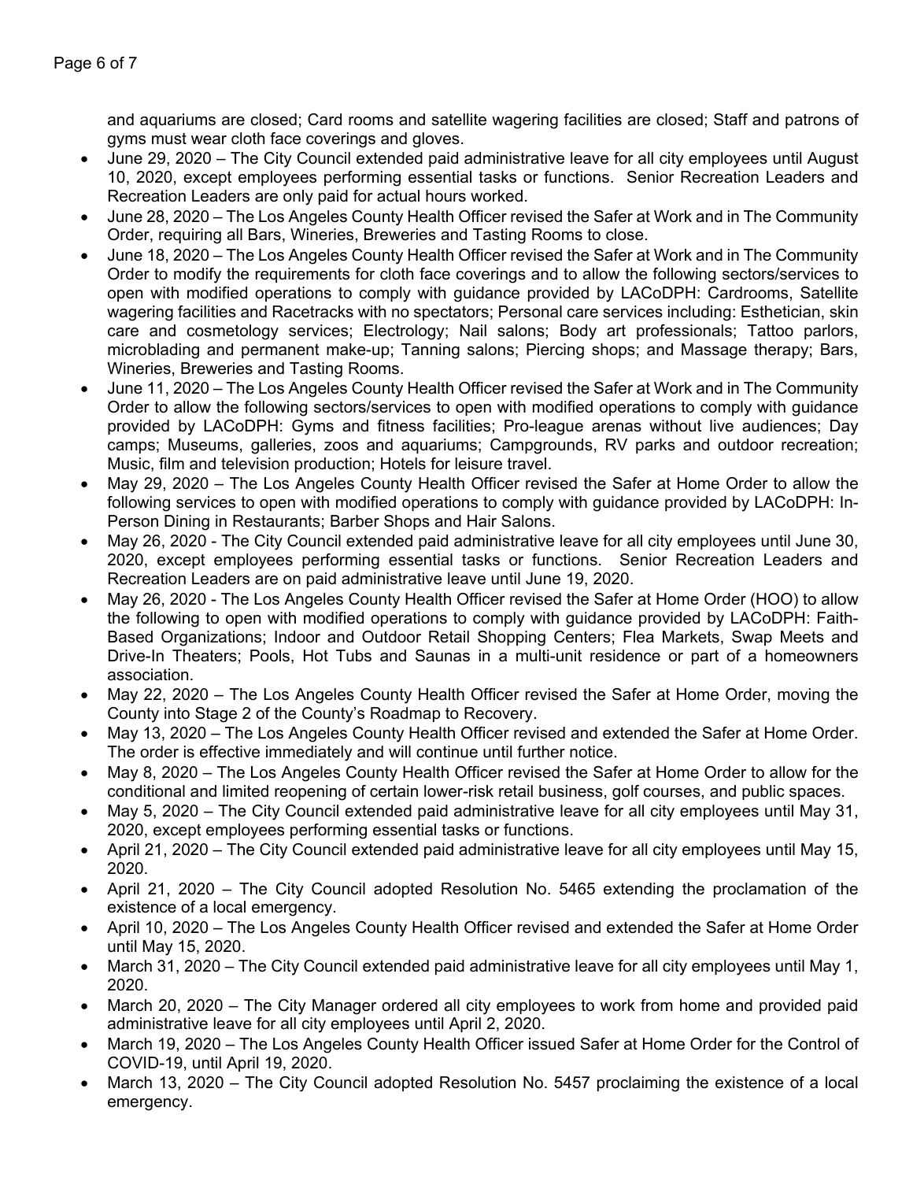and aquariums are closed; Card rooms and satellite wagering facilities are closed; Staff and patrons of gyms must wear cloth face coverings and gloves.

- June 29, 2020 – The City Council extended paid administrative leave for all city employees until August 10, 2020, except employees performing essential tasks or functions. Senior Recreation Leaders and Recreation Leaders are only paid for actual hours worked.
- June 28, 2020 – The Los Angeles County Health Officer revised the Safer at Work and in The Community Order, requiring all Bars, Wineries, Breweries and Tasting Rooms to close.
- June 18, 2020 – The Los Angeles County Health Officer revised the Safer at Work and in The Community Order to modify the requirements for cloth face coverings and to allow the following sectors/services to open with modified operations to comply with guidance provided by LACoDPH: Cardrooms, Satellite wagering facilities and Racetracks with no spectators; Personal care services including: Esthetician, skin care and cosmetology services; Electrology; Nail salons; Body art professionals; Tattoo parlors, microblading and permanent make-up; Tanning salons; Piercing shops; and Massage therapy; Bars, Wineries, Breweries and Tasting Rooms.
- June 11, 2020 – The Los Angeles County Health Officer revised the Safer at Work and in The Community Order to allow the following sectors/services to open with modified operations to comply with guidance provided by LACoDPH: Gyms and fitness facilities; Pro-league arenas without live audiences; Day camps; Museums, galleries, zoos and aquariums; Campgrounds, RV parks and outdoor recreation; Music, film and television production; Hotels for leisure travel.
- May 29, 2020 – The Los Angeles County Health Officer revised the Safer at Home Order to allow the following services to open with modified operations to comply with guidance provided by LACoDPH: In-Person Dining in Restaurants; Barber Shops and Hair Salons.
- May 26, 2020 - The City Council extended paid administrative leave for all city employees until June 30, 2020, except employees performing essential tasks or functions. Senior Recreation Leaders and Recreation Leaders are on paid administrative leave until June 19, 2020.
- May 26, 2020 - The Los Angeles County Health Officer revised the Safer at Home Order (HOO) to allow the following to open with modified operations to comply with guidance provided by LACoDPH: Faith-Based Organizations; Indoor and Outdoor Retail Shopping Centers; Flea Markets, Swap Meets and Drive-In Theaters; Pools, Hot Tubs and Saunas in a multi-unit residence or part of a homeowners association.
- May 22, 2020 – The Los Angeles County Health Officer revised the Safer at Home Order, moving the County into Stage 2 of the County's Roadmap to Recovery.
- May 13, 2020 – The Los Angeles County Health Officer revised and extended the Safer at Home Order. The order is effective immediately and will continue until further notice.
- May 8, 2020 – The Los Angeles County Health Officer revised the Safer at Home Order to allow for the conditional and limited reopening of certain lower-risk retail business, golf courses, and public spaces.
- May 5, 2020 – The City Council extended paid administrative leave for all city employees until May 31, 2020, except employees performing essential tasks or functions.
- April 21, 2020 – The City Council extended paid administrative leave for all city employees until May 15, 2020.
- April 21, 2020 – The City Council adopted Resolution No. 5465 extending the proclamation of the existence of a local emergency.
- April 10, 2020 – The Los Angeles County Health Officer revised and extended the Safer at Home Order until May 15, 2020.
- March 31, 2020 – The City Council extended paid administrative leave for all city employees until May 1, 2020.
- March 20, 2020 – The City Manager ordered all city employees to work from home and provided paid administrative leave for all city employees until April 2, 2020.
- March 19, 2020 – The Los Angeles County Health Officer issued Safer at Home Order for the Control of COVID-19, until April 19, 2020.
- March 13, 2020 – The City Council adopted Resolution No. 5457 proclaiming the existence of a local emergency.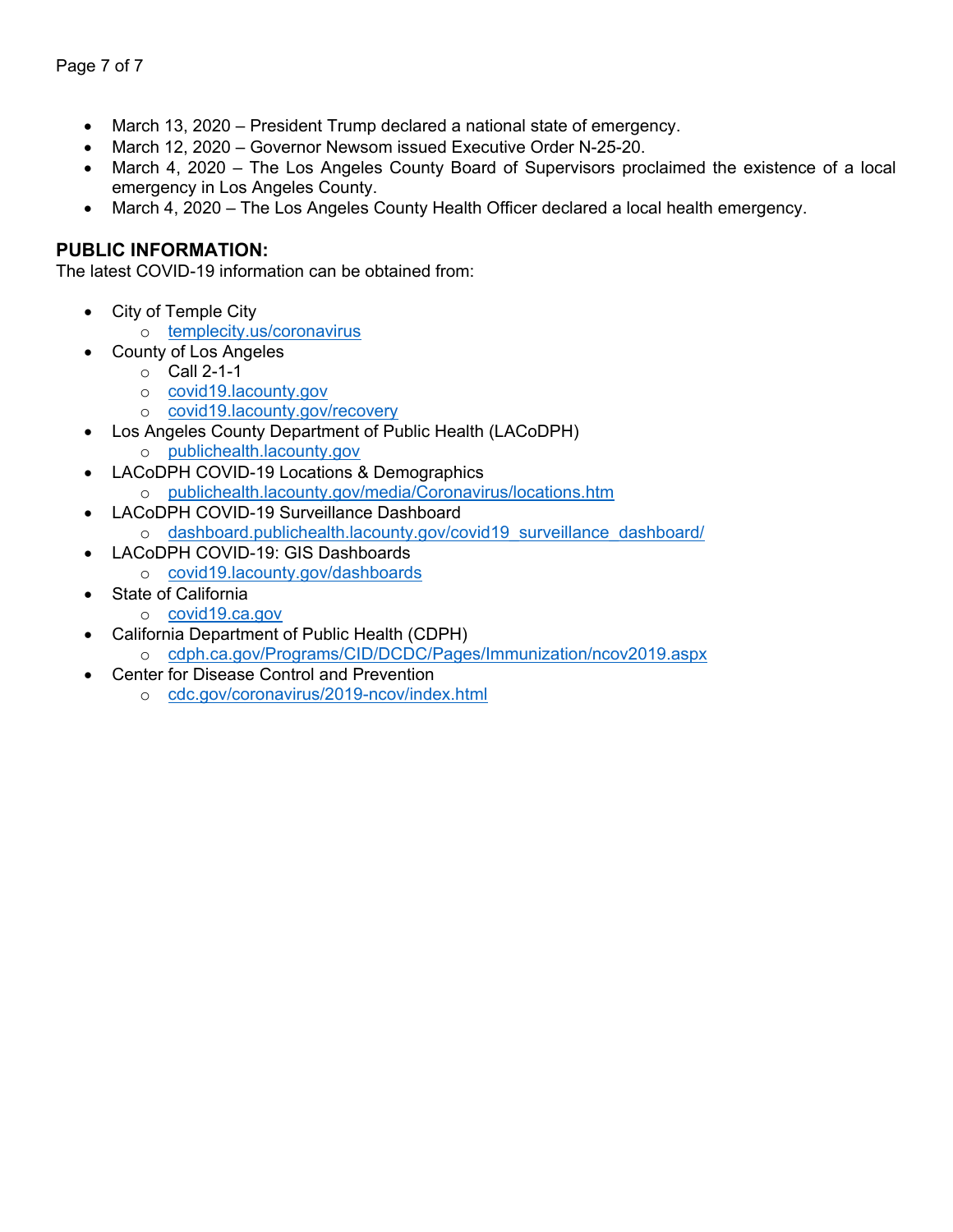- March 13, 2020 – President Trump declared a national state of emergency.
- March 12, 2020 – Governor Newsom issued Executive Order N-25-20.
- March 4, 2020 – The Los Angeles County Board of Supervisors proclaimed the existence of a local emergency in Los Angeles County.
- March 4, 2020 – The Los Angeles County Health Officer declared a local health emergency.

**PUBLIC INFORMATION:**

The latest COVID-19 information can be obtained from:

- City of Temple City
  - templecity.us/coronavirus
- County of Los Angeles
  - Call 2-1-1
  - covid19.lacounty.gov
  - covid19.lacounty.gov/recovery
- Los Angeles County Department of Public Health (LACoDPH)
  - publichealth.lacounty.gov
- LACoDPH COVID-19 Locations & Demographics
  - publichealth.lacounty.gov/media/Coronavirus/locations.htm
- LACoDPH COVID-19 Surveillance Dashboard
  - dashboard.publichealth.lacounty.gov/covid19_surveillance_dashboard/
- LACoDPH COVID-19: GIS Dashboards
  - covid19.lacounty.gov/dashboards
- State of California
  - covid19.ca.gov
- California Department of Public Health (CDPH)
  - cdph.ca.gov/Programs/CID/DCDC/Pages/Immunization/ncov2019.aspx
- Center for Disease Control and Prevention
  - cdc.gov/coronavirus/2019-ncov/index.html